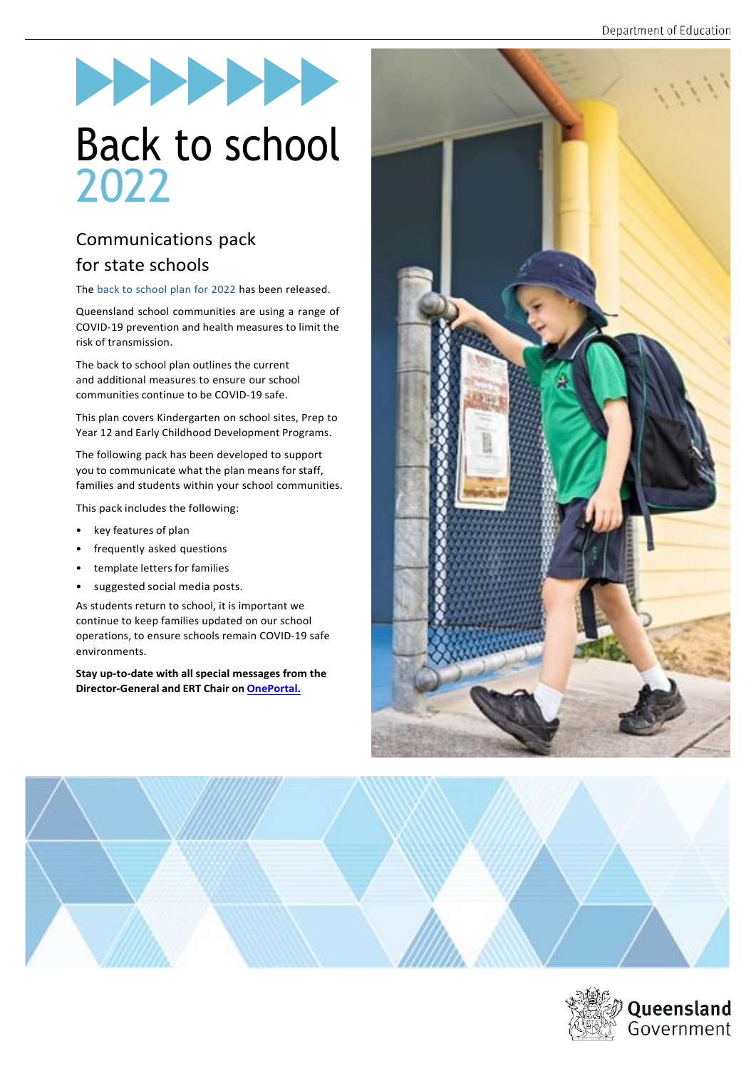# Back to school 2022

## Communications pack for state schools

The back to school plan for 2022 has been released.

Queensland school communities are using a range of COVID-19 prevention and health measures to limit the risk of transmission.

The back to school plan outlines the current and additional measures to ensure our school communities continue to be COVID-19 safe.

This plan covers Kindergarten on school sites, Prep to Year 12 and Early Childhood Development Programs.

The following pack has been developed to support you to communicate what the plan means for staff, families and students within your school communities.

This pack includes the following:

- key features of plan
- frequently asked questions
- template letters for families
- suggested social media posts.

As students return to school, it is important we continue to keep families updated on our school operations, to ensure schools remain COVID-19 safe environments.

**Stay up-to-date with all special messages from the Director-General and ERT Chair on OnePortal.**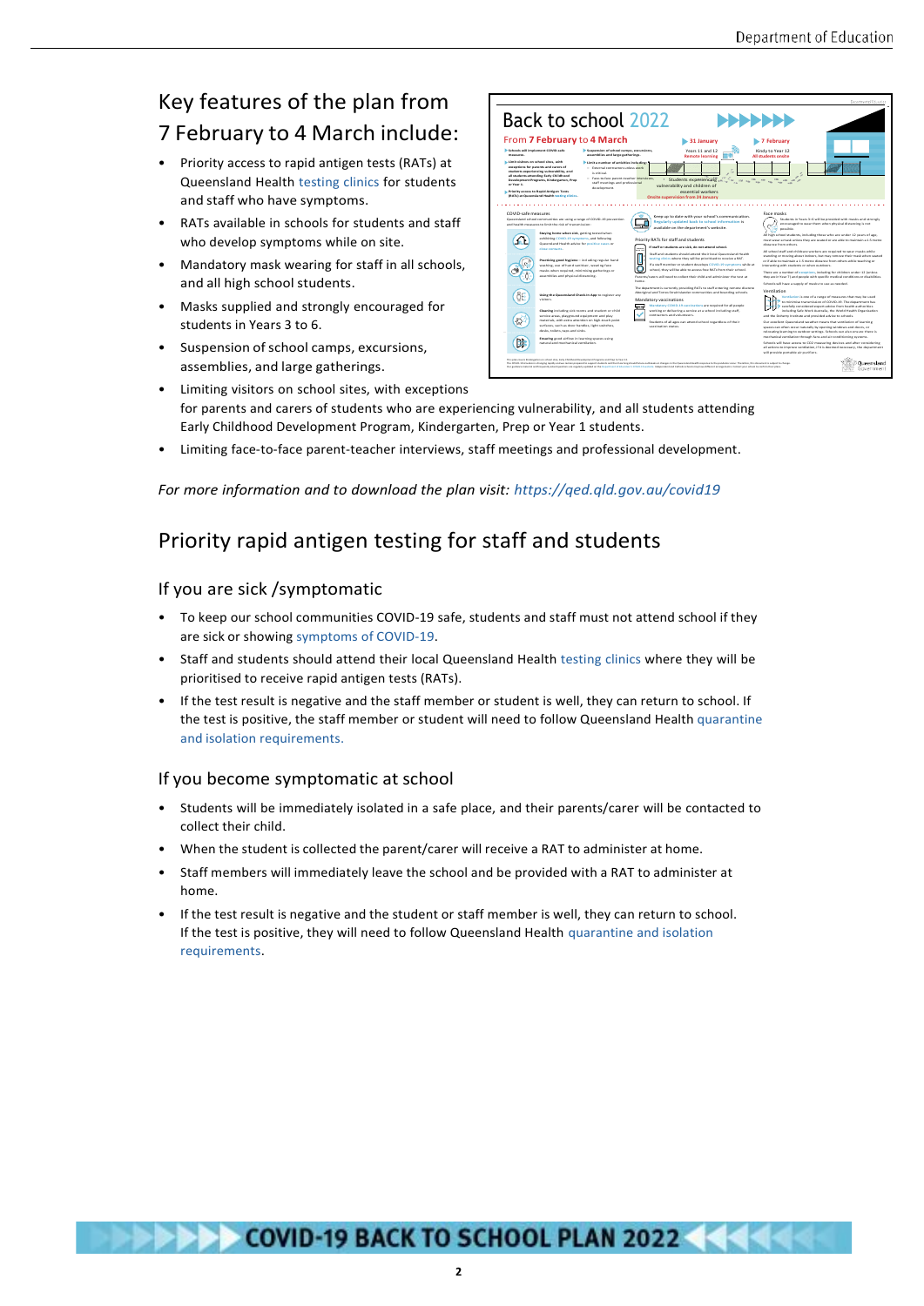## Key features of the plan from 7 February to 4 March include:

- Priority access to rapid antigen tests (RATs) at Queensland Health testing clinics for students and staff who have symptoms.
- RATs available in schools for students and staff who develop symptoms while on site.
- Mandatory mask wearing for staff in all schools, and all high school students.
- Masks supplied and strongly encouraged for students in Years 3 to 6.
- Suspension of school camps, excursions, assemblies, and large gatherings.
- Limiting visitors on school sites, with exceptions for parents and carers of students who are experiencing vulnerability, and all students attending Early Childhood Development Program, Kindergarten, Prep or Year 1 students.
- Limiting face-to-face parent-teacher interviews, staff meetings and professional development.

*For more information and to download the plan visit: https://qed.qld.gov.au/covid19*

## Priority rapid antigen testing for staff and students

### If you are sick /symptomatic

- To keep our school communities COVID-19 safe, students and staff must not attend school if they are sick or showing symptoms of COVID-19.
- Staff and students should attend their local Queensland Health testing clinics where they will be prioritised to receive rapid antigen tests (RATs).
- If the test result is negative and the staff member or student is well, they can return to school. If the test is positive, the staff member or student will need to follow Queensland Health quarantine and isolation requirements.

### If you become symptomatic at school

- Students will be immediately isolated in a safe place, and their parents/carer will be contacted to collect their child.
- When the student is collected the parent/carer will receive a RAT to administer at home.
- Staff members will immediately leave the school and be provided with a RAT to administer at home.
- If the test result is negative and the student or staff member is well, they can return to school. If the test is positive, they will need to follow Queensland Health quarantine and isolation requirements.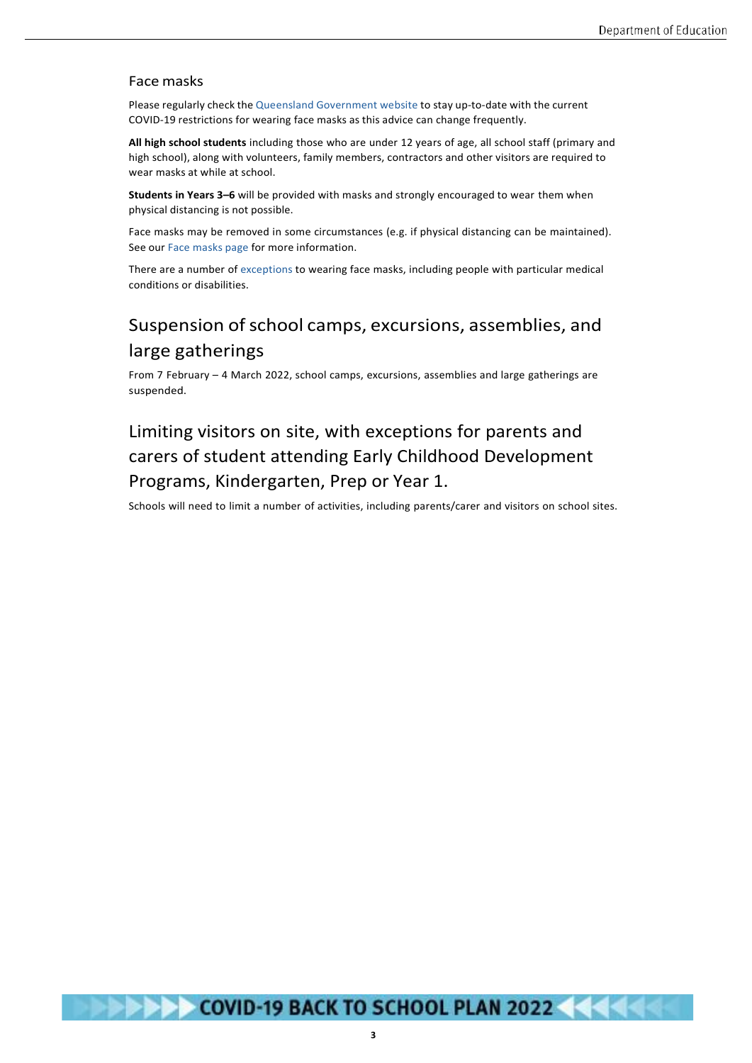### Face masks

Please regularly check the Queensland Government website to stay up-to-date with the current COVID-19 restrictions for wearing face masks as this advice can change frequently.

**All high school students** including those who are under 12 years of age, all school staff (primary and high school), along with volunteers, family members, contractors and other visitors are required to wear masks at while at school.

**Students in Years 3–6** will be provided with masks and strongly encouraged to wear them when physical distancing is not possible.

Face masks may be removed in some circumstances (e.g. if physical distancing can be maintained). See our Face masks page for more information.

There are a number of exceptions to wearing face masks, including people with particular medical conditions or disabilities.

## Suspension of school camps, excursions, assemblies, and large gatherings

From 7 February – 4 March 2022, school camps, excursions, assemblies and large gatherings are suspended.

## Limiting visitors on site, with exceptions for parents and carers of student attending Early Childhood Development Programs, Kindergarten, Prep or Year 1.

Schools will need to limit a number of activities, including parents/carer and visitors on school sites.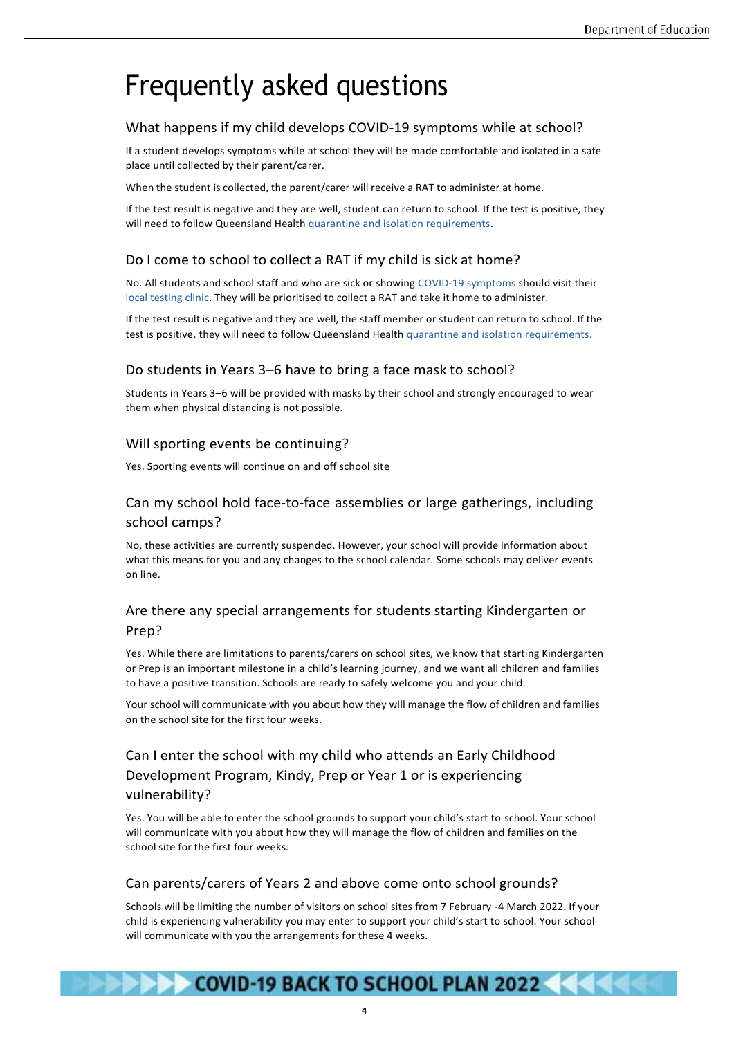# Frequently asked questions

## What happens if my child develops COVID-19 symptoms while at school?

If a student develops symptoms while at school they will be made comfortable and isolated in a safe place until collected by their parent/carer.

When the student is collected, the parent/carer will receive a RAT to administer at home.

If the test result is negative and they are well, student can return to school. If the test is positive, they will need to follow Queensland Health quarantine and isolation requirements.

## Do I come to school to collect a RAT if my child is sick at home?

No. All students and school staff and who are sick or showing COVID-19 symptoms should visit their local testing clinic. They will be prioritised to collect a RAT and take it home to administer.

If the test result is negative and they are well, the staff member or student can return to school. If the test is positive, they will need to follow Queensland Health quarantine and isolation requirements.

## Do students in Years 3–6 have to bring a face mask to school?

Students in Years 3–6 will be provided with masks by their school and strongly encouraged to wear them when physical distancing is not possible.

## Will sporting events be continuing?

Yes. Sporting events will continue on and off school site

## Can my school hold face-to-face assemblies or large gatherings, including school camps?

No, these activities are currently suspended. However, your school will provide information about what this means for you and any changes to the school calendar. Some schools may deliver events on line.

## Are there any special arrangements for students starting Kindergarten or Prep?

Yes. While there are limitations to parents/carers on school sites, we know that starting Kindergarten or Prep is an important milestone in a child's learning journey, and we want all children and families to have a positive transition. Schools are ready to safely welcome you and your child.

Your school will communicate with you about how they will manage the flow of children and families on the school site for the first four weeks.

## Can I enter the school with my child who attends an Early Childhood Development Program, Kindy, Prep or Year 1 or is experiencing vulnerability?

Yes. You will be able to enter the school grounds to support your child's start to school. Your school will communicate with you about how they will manage the flow of children and families on the school site for the first four weeks.

## Can parents/carers of Years 2 and above come onto school grounds?

Schools will be limiting the number of visitors on school sites from 7 February -4 March 2022. If your child is experiencing vulnerability you may enter to support your child's start to school. Your school will communicate with you the arrangements for these 4 weeks.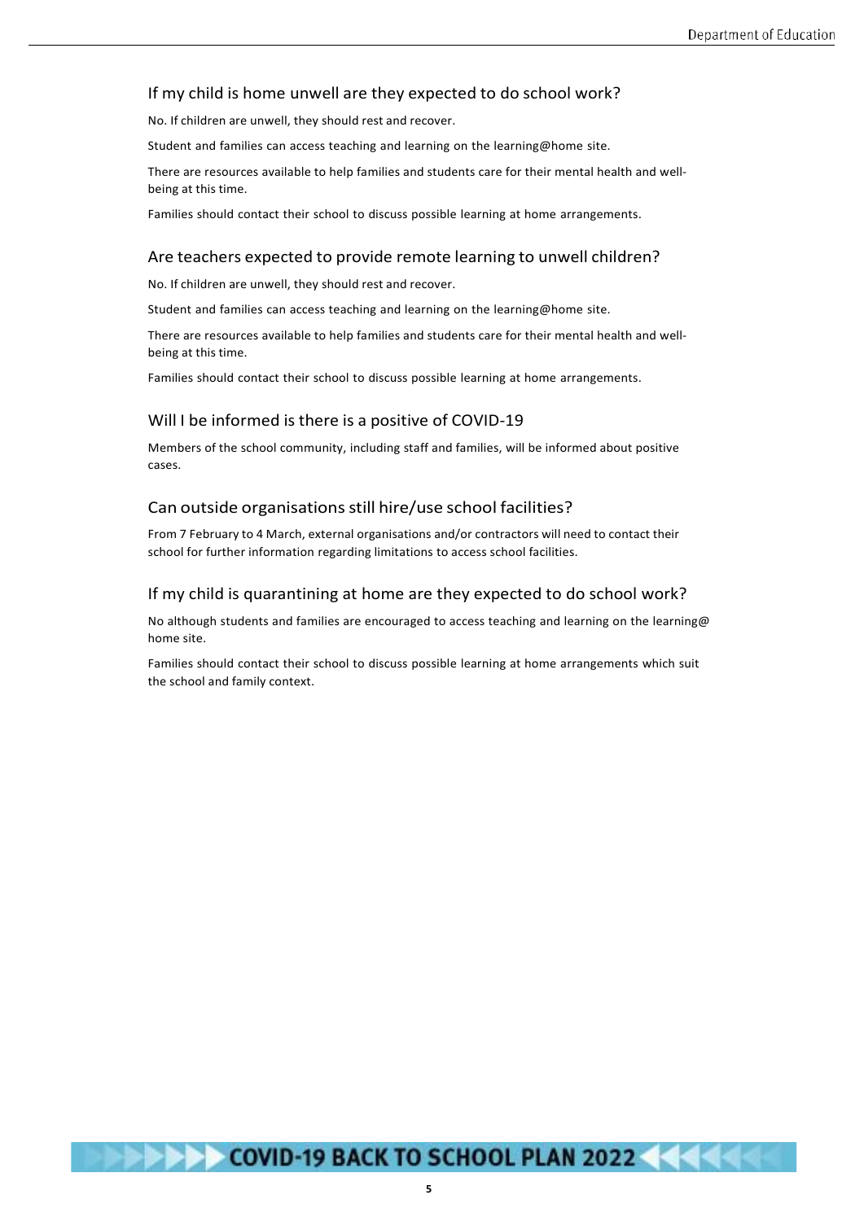## If my child is home unwell are they expected to do school work?

No. If children are unwell, they should rest and recover.

Student and families can access teaching and learning on the learning@home site.

There are resources available to help families and students care for their mental health and well-being at this time.

Families should contact their school to discuss possible learning at home arrangements.

## Are teachers expected to provide remote learning to unwell children?

No. If children are unwell, they should rest and recover.

Student and families can access teaching and learning on the learning@home site.

There are resources available to help families and students care for their mental health and well-being at this time.

Families should contact their school to discuss possible learning at home arrangements.

## Will I be informed is there is a positive of COVID-19

Members of the school community, including staff and families, will be informed about positive cases.

## Can outside organisations still hire/use school facilities?

From 7 February to 4 March, external organisations and/or contractors will need to contact their school for further information regarding limitations to access school facilities.

## If my child is quarantining at home are they expected to do school work?

No although students and families are encouraged to access teaching and learning on the learning@ home site.

Families should contact their school to discuss possible learning at home arrangements which suit the school and family context.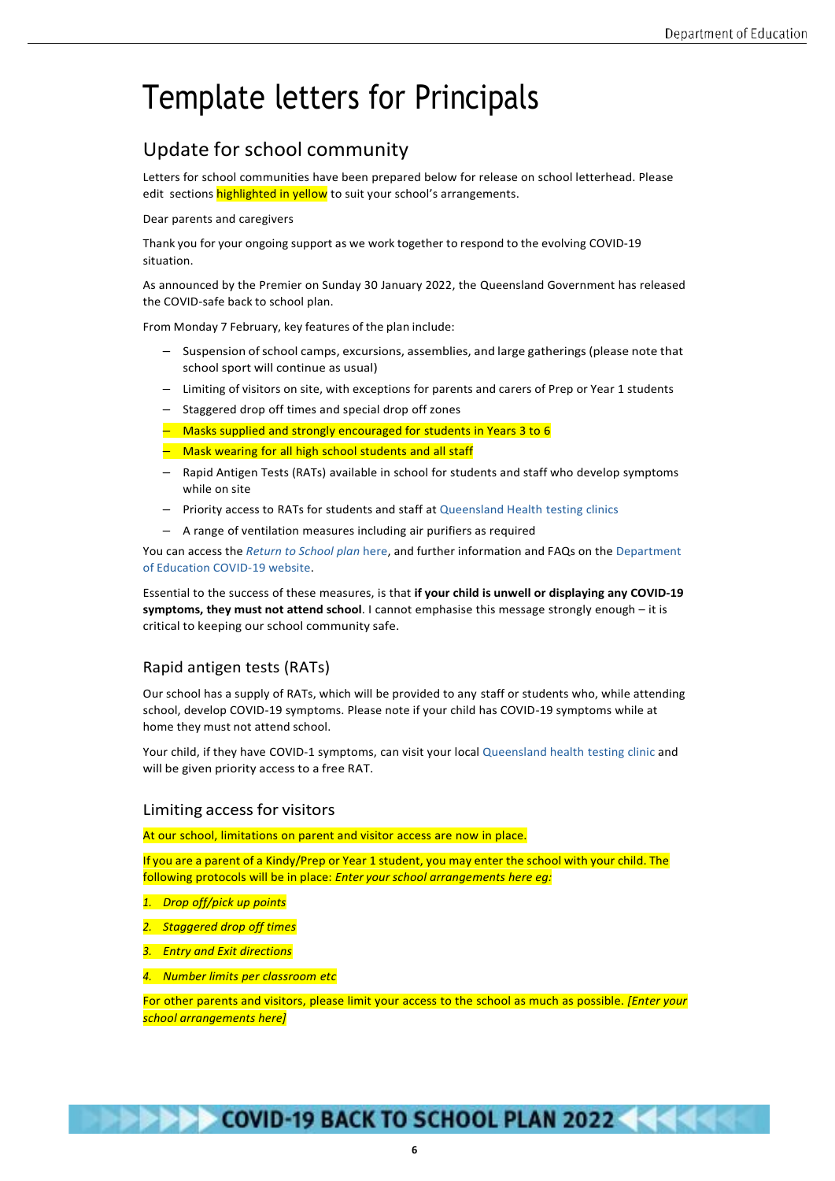# Template letters for Principals

## Update for school community

Letters for school communities have been prepared below for release on school letterhead. Please edit sections highlighted in yellow to suit your school's arrangements.

Dear parents and caregivers

Thank you for your ongoing support as we work together to respond to the evolving COVID-19 situation.

As announced by the Premier on Sunday 30 January 2022, the Queensland Government has released the COVID-safe back to school plan.

From Monday 7 February, key features of the plan include:

- Suspension of school camps, excursions, assemblies, and large gatherings (please note that school sport will continue as usual)
- Limiting of visitors on site, with exceptions for parents and carers of Prep or Year 1 students
- Staggered drop off times and special drop off zones
- Masks supplied and strongly encouraged for students in Years 3 to 6
- Mask wearing for all high school students and all staff
- Rapid Antigen Tests (RATs) available in school for students and staff who develop symptoms while on site
- Priority access to RATs for students and staff at Queensland Health testing clinics
- A range of ventilation measures including air purifiers as required

You can access the *Return to School plan* here, and further information and FAQs on the Department of Education COVID-19 website.

Essential to the success of these measures, is that **if your child is unwell or displaying any COVID-19 symptoms, they must not attend school**. I cannot emphasise this message strongly enough – it is critical to keeping our school community safe.

### Rapid antigen tests (RATs)

Our school has a supply of RATs, which will be provided to any staff or students who, while attending school, develop COVID-19 symptoms. Please note if your child has COVID-19 symptoms while at home they must not attend school.

Your child, if they have COVID-1 symptoms, can visit your local Queensland health testing clinic and will be given priority access to a free RAT.

### Limiting access for visitors

At our school, limitations on parent and visitor access are now in place.

If you are a parent of a Kindy/Prep or Year 1 student, you may enter the school with your child. The following protocols will be in place: *Enter your school arrangements here eg:*

1. *Drop off/pick up points*
2. *Staggered drop off times*
3. *Entry and Exit directions*
4. *Number limits per classroom etc*

For other parents and visitors, please limit your access to the school as much as possible. *[Enter your school arrangements here]*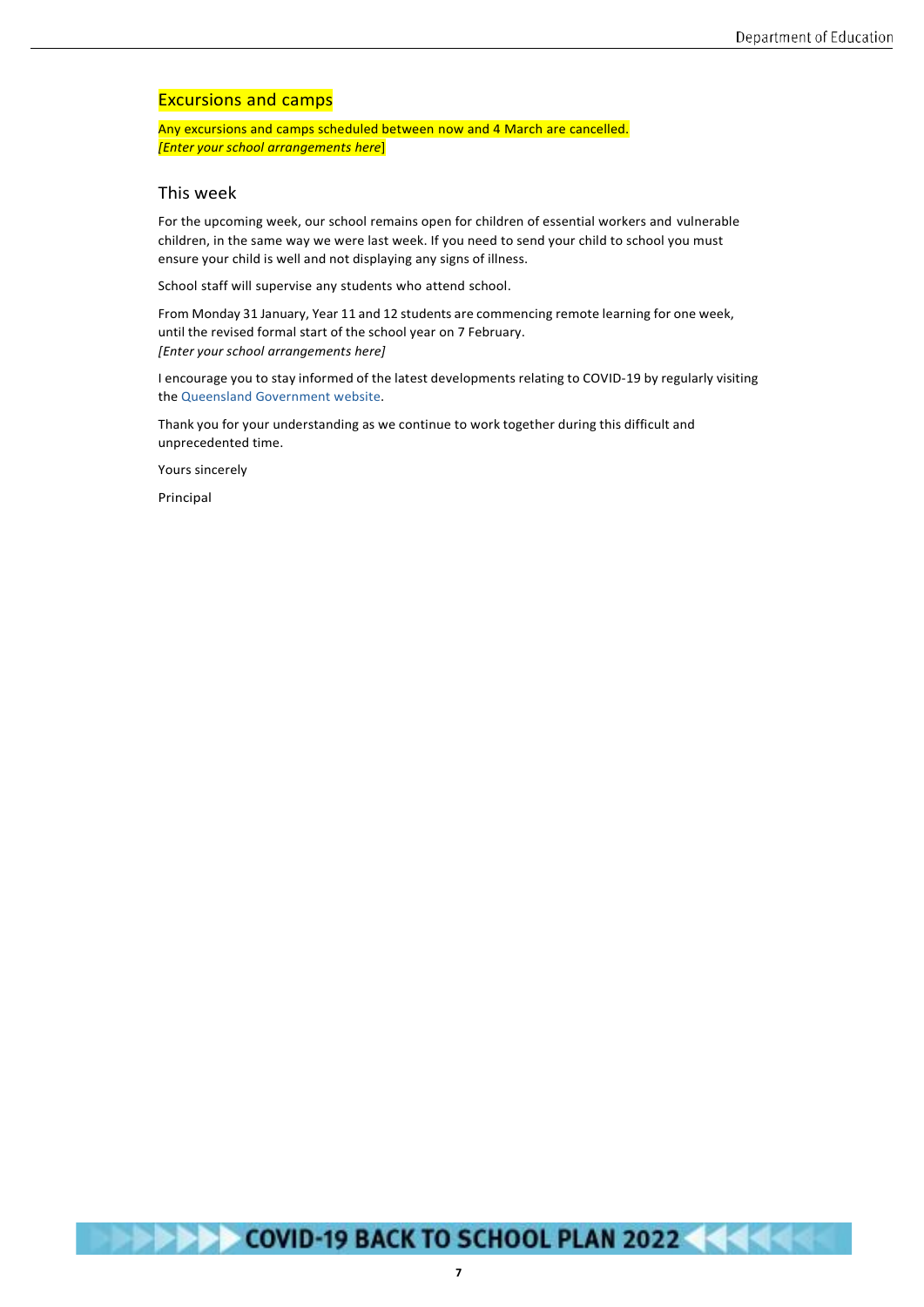## Excursions and camps

Any excursions and camps scheduled between now and 4 March are cancelled.
*[Enter your school arrangements here]*

## This week

For the upcoming week, our school remains open for children of essential workers and vulnerable children, in the same way we were last week. If you need to send your child to school you must ensure your child is well and not displaying any signs of illness.

School staff will supervise any students who attend school.

From Monday 31 January, Year 11 and 12 students are commencing remote learning for one week, until the revised formal start of the school year on 7 February.
*[Enter your school arrangements here]*

I encourage you to stay informed of the latest developments relating to COVID-19 by regularly visiting the Queensland Government website.

Thank you for your understanding as we continue to work together during this difficult and unprecedented time.

Yours sincerely

Principal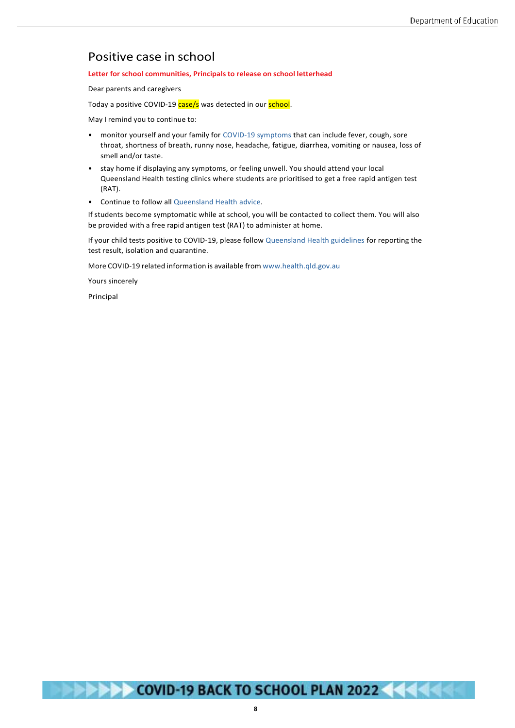# Positive case in school

**Letter for school communities, Principals to release on school letterhead**

Dear parents and caregivers

Today a positive COVID-19 case/s was detected in our school.

May I remind you to continue to:

- monitor yourself and your family for COVID-19 symptoms that can include fever, cough, sore throat, shortness of breath, runny nose, headache, fatigue, diarrhea, vomiting or nausea, loss of smell and/or taste.
- stay home if displaying any symptoms, or feeling unwell. You should attend your local Queensland Health testing clinics where students are prioritised to get a free rapid antigen test (RAT).
- Continue to follow all Queensland Health advice.

If students become symptomatic while at school, you will be contacted to collect them. You will also be provided with a free rapid antigen test (RAT) to administer at home.

If your child tests positive to COVID-19, please follow Queensland Health guidelines for reporting the test result, isolation and quarantine.

More COVID-19 related information is available from www.health.qld.gov.au

Yours sincerely

Principal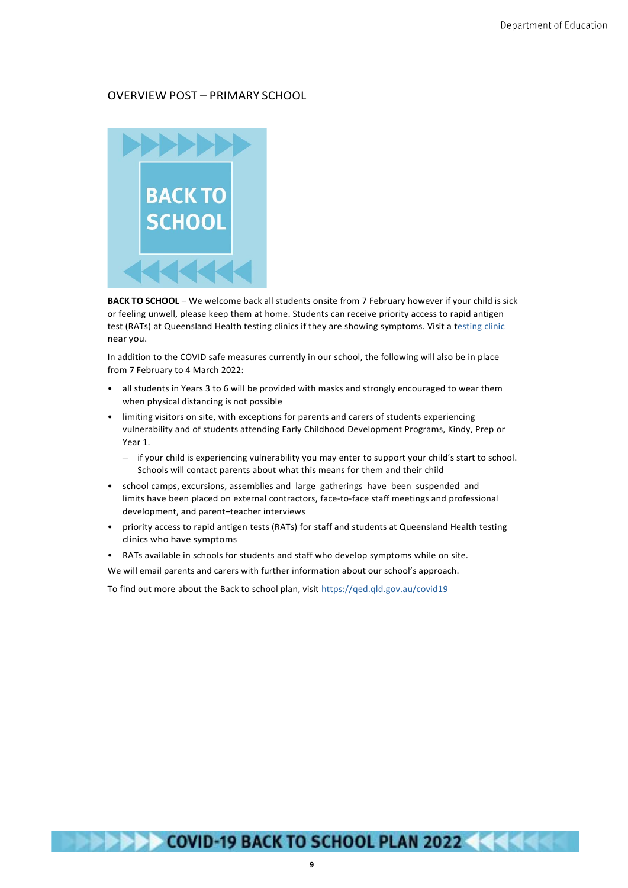## OVERVIEW POST – PRIMARY SCHOOL

**BACK TO SCHOOL** – We welcome back all students onsite from 7 February however if your child is sick or feeling unwell, please keep them at home. Students can receive priority access to rapid antigen test (RATs) at Queensland Health testing clinics if they are showing symptoms. Visit a testing clinic near you.

In addition to the COVID safe measures currently in our school, the following will also be in place from 7 February to 4 March 2022:

- all students in Years 3 to 6 will be provided with masks and strongly encouraged to wear them when physical distancing is not possible
- limiting visitors on site, with exceptions for parents and carers of students experiencing vulnerability and of students attending Early Childhood Development Programs, Kindy, Prep or Year 1.
  - if your child is experiencing vulnerability you may enter to support your child's start to school. Schools will contact parents about what this means for them and their child
- school camps, excursions, assemblies and large gatherings have been suspended and limits have been placed on external contractors, face-to-face staff meetings and professional development, and parent–teacher interviews
- priority access to rapid antigen tests (RATs) for staff and students at Queensland Health testing clinics who have symptoms
- RATs available in schools for students and staff who develop symptoms while on site.

We will email parents and carers with further information about our school's approach.

To find out more about the Back to school plan, visit https://qed.qld.gov.au/covid19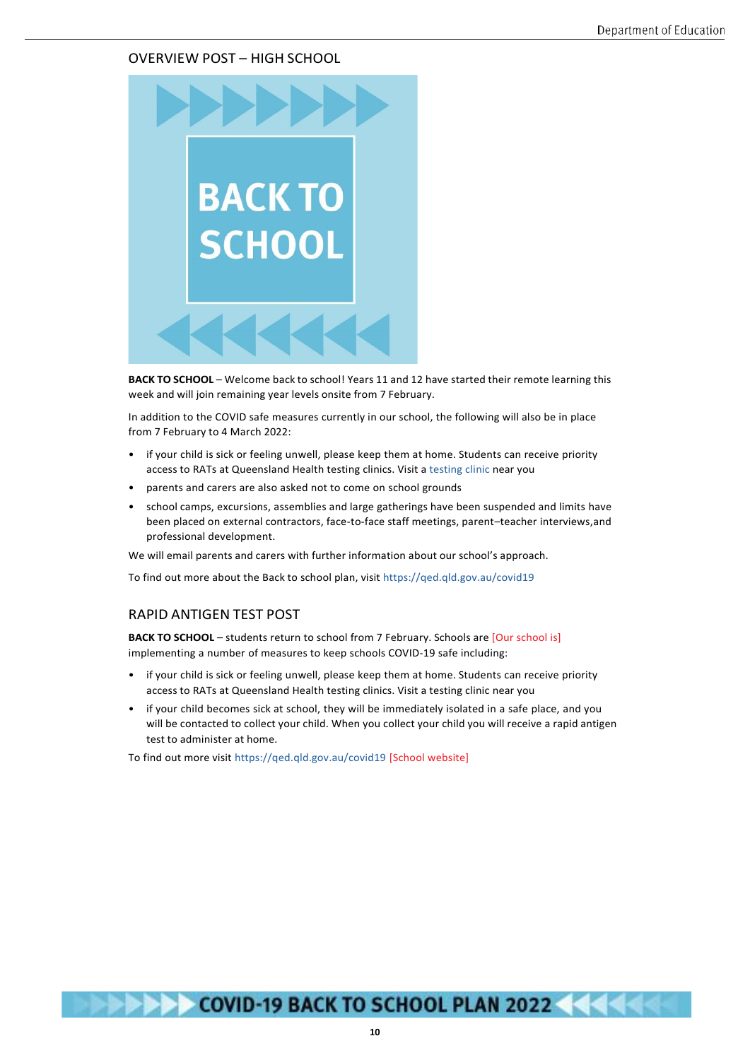## OVERVIEW POST – HIGH SCHOOL

**BACK TO SCHOOL** – Welcome back to school! Years 11 and 12 have started their remote learning this week and will join remaining year levels onsite from 7 February.

In addition to the COVID safe measures currently in our school, the following will also be in place from 7 February to 4 March 2022:

- if your child is sick or feeling unwell, please keep them at home. Students can receive priority access to RATs at Queensland Health testing clinics. Visit a testing clinic near you
- parents and carers are also asked not to come on school grounds
- school camps, excursions, assemblies and large gatherings have been suspended and limits have been placed on external contractors, face-to-face staff meetings, parent–teacher interviews,and professional development.

We will email parents and carers with further information about our school's approach.

To find out more about the Back to school plan, visit https://qed.qld.gov.au/covid19

## RAPID ANTIGEN TEST POST

**BACK TO SCHOOL** – students return to school from 7 February. Schools are [Our school is] implementing a number of measures to keep schools COVID-19 safe including:

- if your child is sick or feeling unwell, please keep them at home. Students can receive priority access to RATs at Queensland Health testing clinics. Visit a testing clinic near you
- if your child becomes sick at school, they will be immediately isolated in a safe place, and you will be contacted to collect your child. When you collect your child you will receive a rapid antigen test to administer at home.

To find out more visit https://qed.qld.gov.au/covid19 [School website]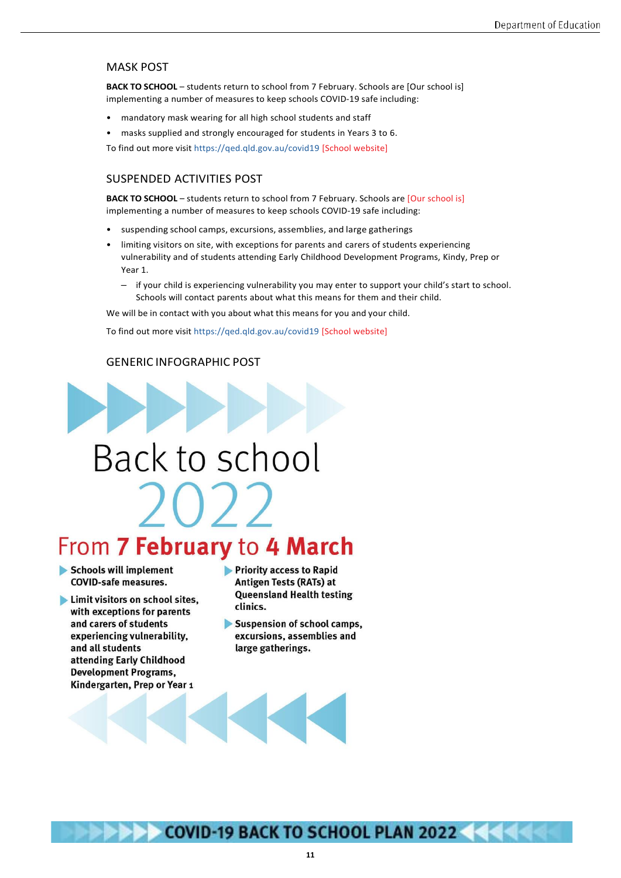### MASK POST

**BACK TO SCHOOL** – students return to school from 7 February. Schools are [Our school is] implementing a number of measures to keep schools COVID-19 safe including:

- mandatory mask wearing for all high school students and staff
- masks supplied and strongly encouraged for students in Years 3 to 6.

To find out more visit https://qed.qld.gov.au/covid19 [School website]

### SUSPENDED ACTIVITIES POST

**BACK TO SCHOOL** – students return to school from 7 February. Schools are [Our school is] implementing a number of measures to keep schools COVID-19 safe including:

- suspending school camps, excursions, assemblies, and large gatherings
- limiting visitors on site, with exceptions for parents and carers of students experiencing vulnerability and of students attending Early Childhood Development Programs, Kindy, Prep or Year 1.
  - if your child is experiencing vulnerability you may enter to support your child's start to school. Schools will contact parents about what this means for them and their child.

We will be in contact with you about what this means for you and your child.

To find out more visit https://qed.qld.gov.au/covid19 [School website]

### GENERIC INFOGRAPHIC POST

Back to school

2022

From **7 February** to **4 March**

- **Schools will implement COVID-safe measures.**
- **Limit visitors on school sites, with exceptions for parents and carers of students experiencing vulnerability, and all students attending Early Childhood Development Programs, Kindergarten, Prep or Year 1**
- **Priority access to Rapid Antigen Tests (RATs) at Queensland Health testing clinics.**
- **Suspension of school camps, excursions, assemblies and large gatherings.**